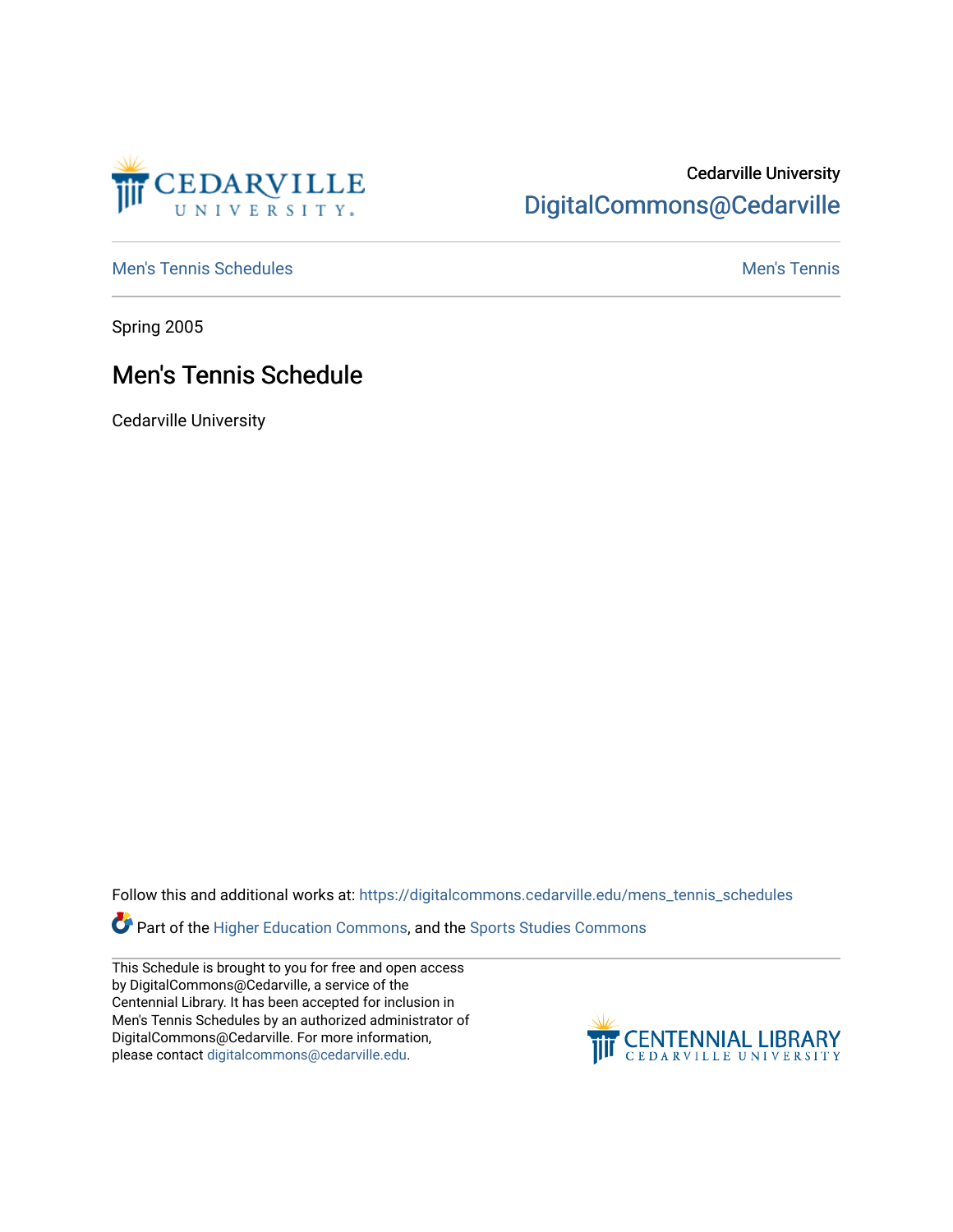Cedarville University
DigitalCommons@Cedarville

Men's Tennis Schedules | Men's Tennis

Spring 2005

# Men's Tennis Schedule

Cedarville University

Follow this and additional works at: https://digitalcommons.cedarville.edu/mens_tennis_schedules

Part of the Higher Education Commons, and the Sports Studies Commons

This Schedule is brought to you for free and open access by DigitalCommons@Cedarville, a service of the Centennial Library. It has been accepted for inclusion in Men's Tennis Schedules by an authorized administrator of DigitalCommons@Cedarville. For more information, please contact digitalcommons@cedarville.edu.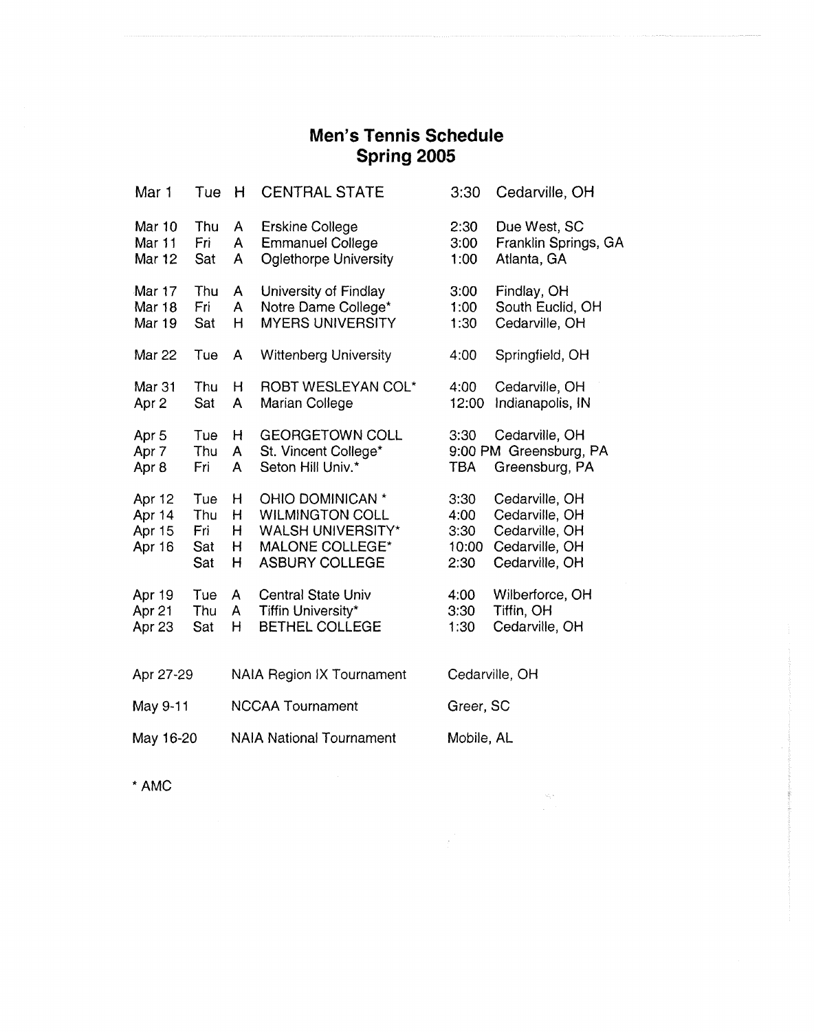# Men's Tennis Schedule
## Spring 2005

| | | | | | |
|---|---|---|---|---|---|
| Mar 1 | Tue | H | CENTRAL STATE | 3:30 | Cedarville, OH |
| Mar 10 | Thu | A | Erskine College | 2:30 | Due West, SC |
| Mar 11 | Fri | A | Emmanuel College | 3:00 | Franklin Springs, GA |
| Mar 12 | Sat | A | Oglethorpe University | 1:00 | Atlanta, GA |
| Mar 17 | Thu | A | University of Findlay | 3:00 | Findlay, OH |
| Mar 18 | Fri | A | Notre Dame College* | 1:00 | South Euclid, OH |
| Mar 19 | Sat | H | MYERS UNIVERSITY | 1:30 | Cedarville, OH |
| Mar 22 | Tue | A | Wittenberg University | 4:00 | Springfield, OH |
| Mar 31 | Thu | H | ROBT WESLEYAN COL* | 4:00 | Cedarville, OH |
| Apr 2 | Sat | A | Marian College | 12:00 | Indianapolis, IN |
| Apr 5 | Tue | H | GEORGETOWN COLL | 3:30 | Cedarville, OH |
| Apr 7 | Thu | A | St. Vincent College* | 9:00 PM | Greensburg, PA |
| Apr 8 | Fri | A | Seton Hill Univ.* | TBA | Greensburg, PA |
| Apr 12 | Tue | H | OHIO DOMINICAN * | 3:30 | Cedarville, OH |
| Apr 14 | Thu | H | WILMINGTON COLL | 4:00 | Cedarville, OH |
| Apr 15 | Fri | H | WALSH UNIVERSITY* | 3:30 | Cedarville, OH |
| Apr 16 | Sat | H | MALONE COLLEGE* | 10:00 | Cedarville, OH |
| | Sat | H | ASBURY COLLEGE | 2:30 | Cedarville, OH |
| Apr 19 | Tue | A | Central State Univ | 4:00 | Wilberforce, OH |
| Apr 21 | Thu | A | Tiffin University* | 3:30 | Tiffin, OH |
| Apr 23 | Sat | H | BETHEL COLLEGE | 1:30 | Cedarville, OH |

| | | |
|---|---|---|
| Apr 27-29 | NAIA Region IX Tournament | Cedarville, OH |
| May 9-11 | NCCAA Tournament | Greer, SC |
| May 16-20 | NAIA National Tournament | Mobile, AL |

* AMC